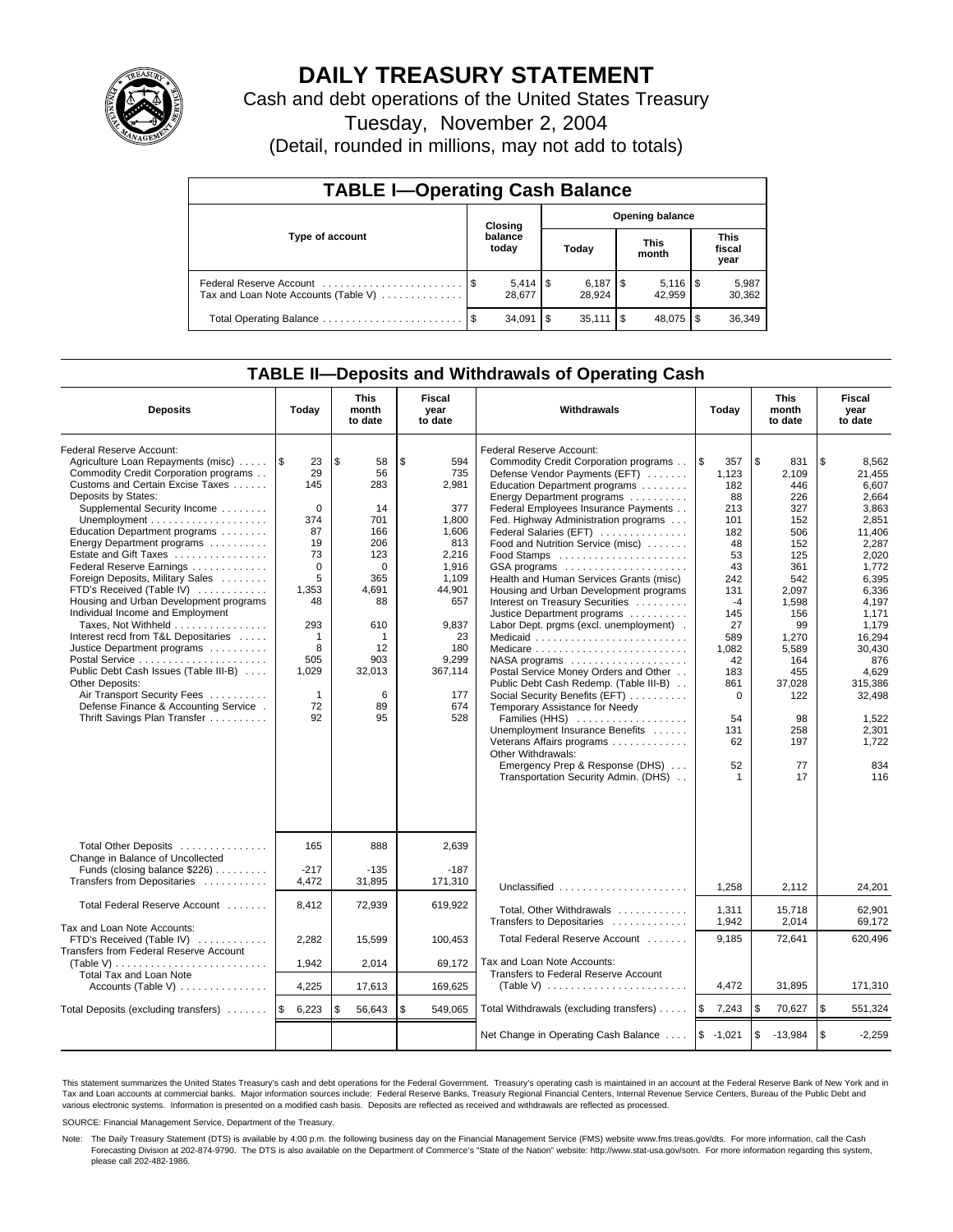# DAILY TREASURY STATEMENT

Cash and debt operations of the United States Treasury

Tuesday, November 2, 2004

(Detail, rounded in millions, may not add to totals)

## TABLE I—Operating Cash Balance

| Type of account | Closing balance today | Opening balance Today | Opening balance This month | Opening balance This fiscal year |
|---|---|---|---|---|
| Federal Reserve Account | $ 5,414 | $ 6,187 | $ 5,116 | $ 5,987 |
| Tax and Loan Note Accounts (Table V) | 28,677 | 28,924 | 42,959 | 30,362 |
| Total Operating Balance | $ 34,091 | $ 35,111 | $ 48,075 | $ 36,349 |

## TABLE II—Deposits and Withdrawals of Operating Cash

| Deposits | Today | This month to date | Fiscal year to date | Withdrawals | Today | This month to date | Fiscal year to date |
|---|---|---|---|---|---|---|---|
| Federal Reserve Account: | | | | Federal Reserve Account: | | | |
| Agriculture Loan Repayments (misc) | $ 23 | $ 58 | $ 594 | Commodity Credit Corporation programs | $ 357 | $ 831 | $ 8,562 |
| Commodity Credit Corporation programs | 29 | 56 | 735 | Defense Vendor Payments (EFT) | 1,123 | 2,109 | 21,455 |
| Customs and Certain Excise Taxes | 145 | 283 | 2,981 | Education Department programs | 182 | 446 | 6,607 |
| Deposits by States: | | | | Energy Department programs | 88 | 226 | 2,664 |
| Supplemental Security Income | 0 | 14 | 377 | Federal Employees Insurance Payments | 213 | 327 | 3,863 |
| Unemployment | 374 | 701 | 1,800 | Fed. Highway Administration programs | 101 | 152 | 2,851 |
| Education Department programs | 87 | 166 | 1,606 | Federal Salaries (EFT) | 182 | 506 | 11,406 |
| Energy Department programs | 19 | 206 | 813 | Food and Nutrition Service (misc) | 48 | 152 | 2,287 |
| Estate and Gift Taxes | 73 | 123 | 2,216 | Food Stamps | 53 | 125 | 2,020 |
| Federal Reserve Earnings | 0 | 0 | 1,916 | GSA programs | 43 | 361 | 1,772 |
| Foreign Deposits, Military Sales | 5 | 365 | 1,109 | Health and Human Services Grants (misc) | 242 | 542 | 6,395 |
| FTD's Received (Table IV) | 1,353 | 4,691 | 44,901 | Housing and Urban Development programs | 131 | 2,097 | 6,336 |
| Housing and Urban Development programs | 48 | 88 | 657 | Interest on Treasury Securities | -4 | 1,598 | 4,197 |
| Individual Income and Employment | | | | Justice Department programs | 145 | 156 | 1,171 |
| Taxes, Not Withheld | 293 | 610 | 9,837 | Labor Dept. prgms (excl. unemployment) | 27 | 99 | 1,179 |
| Interest recd from T&L Depositaries | 1 | 1 | 23 | Medicaid | 589 | 1,270 | 16,294 |
| Justice Department programs | 8 | 12 | 180 | Medicare | 1,082 | 5,589 | 30,430 |
| Postal Service | 505 | 903 | 9,299 | NASA programs | 42 | 164 | 876 |
| Public Debt Cash Issues (Table III-B) | 1,029 | 32,013 | 367,114 | Postal Service Money Orders and Other | 183 | 455 | 4,629 |
| Other Deposits: | | | | Public Debt Cash Redemp. (Table III-B) | 861 | 37,028 | 315,386 |
| Air Transport Security Fees | 1 | 6 | 177 | Social Security Benefits (EFT) | 0 | 122 | 32,498 |
| Defense Finance & Accounting Service | 72 | 89 | 674 | Temporary Assistance for Needy | | | |
| Thrift Savings Plan Transfer | 92 | 95 | 528 | Families (HHS) | 54 | 98 | 1,522 |
| | | | | Unemployment Insurance Benefits | 131 | 258 | 2,301 |
| | | | | Veterans Affairs programs | 62 | 197 | 1,722 |
| | | | | Other Withdrawals: | | | |
| | | | | Emergency Prep & Response (DHS) | 52 | 77 | 834 |
| | | | | Transportation Security Admin. (DHS) | 1 | 17 | 116 |
| Total Other Deposits | 165 | 888 | 2,639 | | | | |
| Change in Balance of Uncollected Funds (closing balance $226) | -217 | -135 | -187 | | | | |
| Transfers from Depositaries | 4,472 | 31,895 | 171,310 | Unclassified | 1,258 | 2,112 | 24,201 |
| Total Federal Reserve Account | 8,412 | 72,939 | 619,922 | Total, Other Withdrawals | 1,311 | 15,718 | 62,901 |
| | | | | Transfers to Depositaries | 1,942 | 2,014 | 69,172 |
| Tax and Loan Note Accounts: | | | | | | | |
| FTD's Received (Table IV) | 2,282 | 15,599 | 100,453 | Total Federal Reserve Account | 9,185 | 72,641 | 620,496 |
| Transfers from Federal Reserve Account (Table V) | 1,942 | 2,014 | 69,172 | Tax and Loan Note Accounts: | | | |
| Total Tax and Loan Note Accounts (Table V) | 4,225 | 17,613 | 169,625 | Transfers to Federal Reserve Account (Table V) | 4,472 | 31,895 | 171,310 |
| Total Deposits (excluding transfers) | $ 6,223 | $ 56,643 | $ 549,065 | Total Withdrawals (excluding transfers) | $ 7,243 | $ 70,627 | $ 551,324 |
| | | | | Net Change in Operating Cash Balance | $ -1,021 | $ -13,984 | $ -2,259 |

This statement summarizes the United States Treasury's cash and debt operations for the Federal Government. Treasury's operating cash is maintained in an account at the Federal Reserve Bank of New York and in Tax and Loan accounts at commercial banks. Major information sources include: Federal Reserve Banks, Treasury Regional Financial Centers, Internal Revenue Service Centers, Bureau of the Public Debt and various electronic systems. Information is presented on a modified cash basis. Deposits are reflected as received and withdrawals are reflected as processed.

SOURCE: Financial Management Service, Department of the Treasury.

Note: The Daily Treasury Statement (DTS) is available by 4:00 p.m. the following business day on the Financial Management Service (FMS) website www.fms.treas.gov/dts. For more information, call the Cash Forecasting Division at 202-874-9790. The DTS is also available on the Department of Commerce's "State of the Nation" website: http://www.stat-usa.gov/sotn. For more information regarding this system, please call 202-482-1986.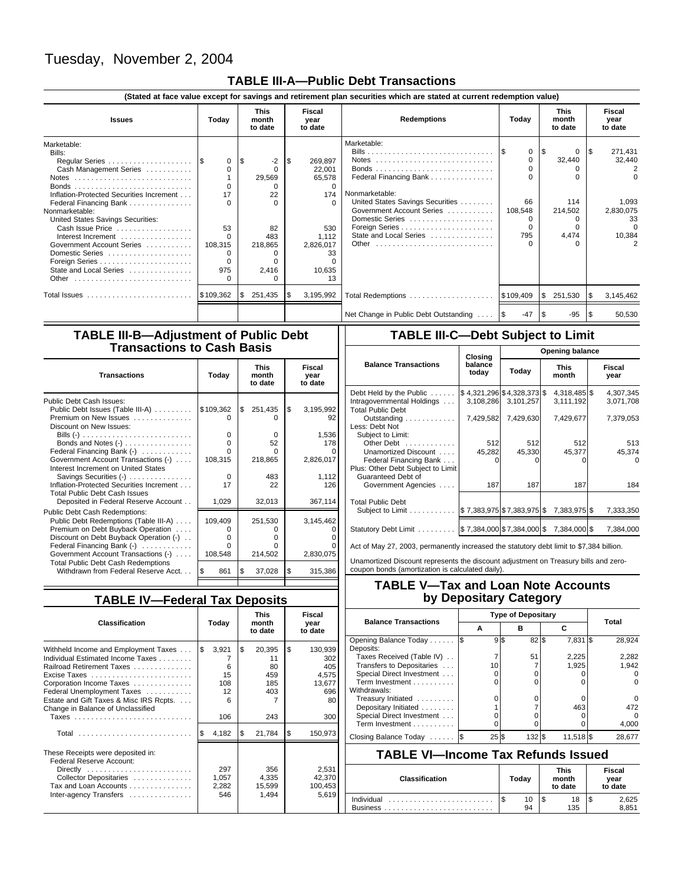Tuesday, November 2, 2004

## TABLE III-A—Public Debt Transactions

(Stated at face value except for savings and retirement plan securities which are stated at current redemption value)

| Issues | Today | This month to date | Fiscal year to date |
|---|---|---|---|
| Marketable: | | | |
| Bills: | | | |
| Regular Series | $ 0 | $ -2 | $ 269,897 |
| Cash Management Series | 0 | 0 | 22,001 |
| Notes | 1 | 29,569 | 65,578 |
| Bonds | 0 | 0 | 0 |
| Inflation-Protected Securities Increment | 17 | 22 | 174 |
| Federal Financing Bank | 0 | 0 | 0 |
| Nonmarketable: | | | |
| United States Savings Securities: | | | |
| Cash Issue Price | 53 | 82 | 530 |
| Interest Increment | 0 | 483 | 1,112 |
| Government Account Series | 108,315 | 218,865 | 2,826,017 |
| Domestic Series | 0 | 0 | 33 |
| Foreign Series | 0 | 0 | 0 |
| State and Local Series | 975 | 2,416 | 10,635 |
| Other | 0 | 0 | 13 |
| Total Issues | $109,362 | $ 251,435 | $ 3,195,992 |

| Redemptions | Today | This month to date | Fiscal year to date |
|---|---|---|---|
| Marketable: | | | |
| Bills | $ 0 | $ 0 | $ 271,431 |
| Notes | 0 | 32,440 | 32,440 |
| Bonds | 0 | 0 | 2 |
| Federal Financing Bank | 0 | 0 | 0 |
| Nonmarketable: | | | |
| United States Savings Securities | 66 | 114 | 1,093 |
| Government Account Series | 108,548 | 214,502 | 2,830,075 |
| Domestic Series | 0 | 0 | 33 |
| Foreign Series | 0 | 0 | 0 |
| State and Local Series | 795 | 4,474 | 10,384 |
| Other | 0 | 0 | 2 |
| Total Redemptions | $109,409 | $ 251,530 | $ 3,145,462 |
| Net Change in Public Debt Outstanding | $ -47 | $ -95 | $ 50,530 |

## TABLE III-B—Adjustment of Public Debt Transactions to Cash Basis

| Transactions | Today | This month to date | Fiscal year to date |
|---|---|---|---|
| Public Debt Cash Issues: | | | |
| Public Debt Issues (Table III-A) | $109,362 | $ 251,435 | $ 3,195,992 |
| Premium on New Issues | 0 | 0 | 92 |
| Discount on New Issues: | | | |
| Bills (-) | 0 | 0 | 1,536 |
| Bonds and Notes (-) | 0 | 52 | 178 |
| Federal Financing Bank (-) | 0 | 0 | 0 |
| Government Account Transactions (-) | 108,315 | 218,865 | 2,826,017 |
| Interest Increment on United States Savings Securities (-) | 0 | 483 | 1,112 |
| Inflation-Protected Securities Increment | 17 | 22 | 126 |
| Total Public Debt Cash Issues Deposited in Federal Reserve Account | 1,029 | 32,013 | 367,114 |
| Public Debt Cash Redemptions: | | | |
| Public Debt Redemptions (Table III-A) | 109,409 | 251,530 | 3,145,462 |
| Premium on Debt Buyback Operation | 0 | 0 | 0 |
| Discount on Debt Buyback Operation (-) | 0 | 0 | 0 |
| Federal Financing Bank (-) | 0 | 0 | 0 |
| Government Account Transactions (-) | 108,548 | 214,502 | 2,830,075 |
| Total Public Debt Cash Redemptions Withdrawn from Federal Reserve Acct. | $ 861 | $ 37,028 | $ 315,386 |

## TABLE III-C—Debt Subject to Limit

| Balance Transactions | Closing balance today | Opening balance Today | Opening balance This month | Opening balance Fiscal year |
|---|---|---|---|---|
| Debt Held by the Public | $ 4,321,296 | $ 4,328,373 | $ 4,318,485 | $ 4,307,345 |
| Intragovernmental Holdings | 3,108,286 | 3,101,257 | 3,111,192 | 3,071,708 |
| Total Public Debt Outstanding | 7,429,582 | 7,429,630 | 7,429,677 | 7,379,053 |
| Less: Debt Not Subject to Limit: | | | | |
| Other Debt | 512 | 512 | 512 | 513 |
| Unamortized Discount | 45,282 | 45,330 | 45,377 | 45,374 |
| Federal Financing Bank | 0 | 0 | 0 | 0 |
| Plus: Other Debt Subject to Limit Guaranteed Debt of Government Agencies | 187 | 187 | 187 | 184 |
| Total Public Debt Subject to Limit | $ 7,383,975 | $ 7,383,975 | $ 7,383,975 | $ 7,333,350 |
| Statutory Debt Limit | $ 7,384,000 | $ 7,384,000 | $ 7,384,000 | $ 7,384,000 |

Act of May 27, 2003, permanently increased the statutory debt limit to $7,384 billion.

Unamortized Discount represents the discount adjustment on Treasury bills and zero-coupon bonds (amortization is calculated daily).

## TABLE IV—Federal Tax Deposits

| Classification | Today | This month to date | Fiscal year to date |
|---|---|---|---|
| Withheld Income and Employment Taxes | $ 3,921 | $ 20,395 | $ 130,939 |
| Individual Estimated Income Taxes | 7 | 11 | 302 |
| Railroad Retirement Taxes | 6 | 80 | 405 |
| Excise Taxes | 15 | 459 | 4,575 |
| Corporation Income Taxes | 108 | 185 | 13,677 |
| Federal Unemployment Taxes | 12 | 403 | 696 |
| Estate and Gift Taxes & Misc IRS Rcpts. | 6 | 7 | 80 |
| Change in Balance of Unclassified Taxes | 106 | 243 | 300 |
| Total | $ 4,182 | $ 21,784 | $ 150,973 |
| These Receipts were deposited in: | | | |
| Federal Reserve Account: | | | |
| Directly | 297 | 356 | 2,531 |
| Collector Depositaries | 1,057 | 4,335 | 42,370 |
| Tax and Loan Accounts | 2,282 | 15,599 | 100,453 |
| Inter-agency Transfers | 546 | 1,494 | 5,619 |

## TABLE V—Tax and Loan Note Accounts by Depositary Category

| Balance Transactions | Type of Depositary A | B | C | Total |
|---|---|---|---|---|
| Opening Balance Today | $ 9 | $ 82 | $ 7,831 | $ 28,924 |
| Deposits: | | | | |
| Taxes Received (Table IV) | 7 | 51 | 2,225 | 2,282 |
| Transfers to Depositaries | 10 | 7 | 1,925 | 1,942 |
| Special Direct Investment | 0 | 0 | 0 | 0 |
| Term Investment | 0 | 0 | 0 | 0 |
| Withdrawals: | | | | |
| Treasury Initiated | 0 | 0 | 0 | 0 |
| Depositary Initiated | 1 | 7 | 463 | 472 |
| Special Direct Investment | 0 | 0 | 0 | 0 |
| Term Investment | 0 | 0 | 0 | 4,000 |
| Closing Balance Today | $ 25 | $ 132 | $ 11,518 | $ 28,677 |

## TABLE VI—Income Tax Refunds Issued

| Classification | Today | This month to date | Fiscal year to date |
|---|---|---|---|
| Individual | $ 10 | $ 18 | $ 2,625 |
| Business | 94 | 135 | 8,851 |